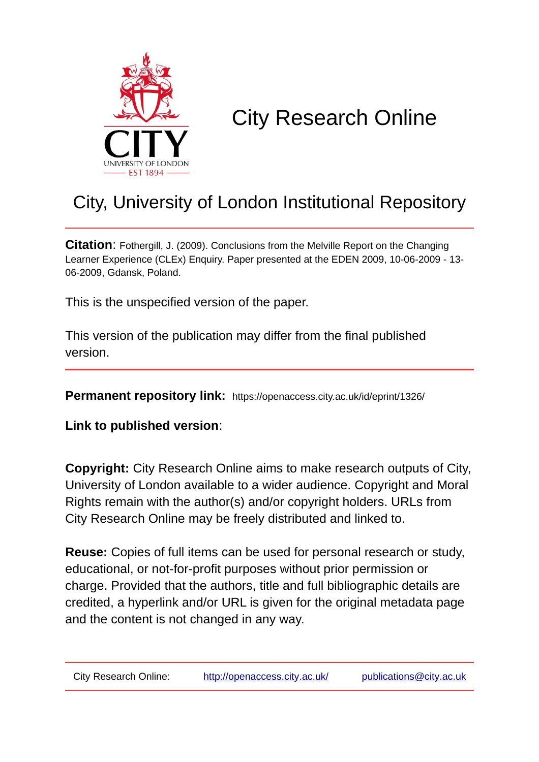# City Research Online

## City, University of London Institutional Repository

**Citation**: Fothergill, J. (2009). Conclusions from the Melville Report on the Changing Learner Experience (CLEx) Enquiry. Paper presented at the EDEN 2009, 10-06-2009 - 13-06-2009, Gdansk, Poland.

This is the unspecified version of the paper.

This version of the publication may differ from the final published version.

**Permanent repository link:** https://openaccess.city.ac.uk/id/eprint/1326/

**Link to published version**:

**Copyright:** City Research Online aims to make research outputs of City, University of London available to a wider audience. Copyright and Moral Rights remain with the author(s) and/or copyright holders. URLs from City Research Online may be freely distributed and linked to.

**Reuse:** Copies of full items can be used for personal research or study, educational, or not-for-profit purposes without prior permission or charge. Provided that the authors, title and full bibliographic details are credited, a hyperlink and/or URL is given for the original metadata page and the content is not changed in any way.

City Research Online: http://openaccess.city.ac.uk/ publications@city.ac.uk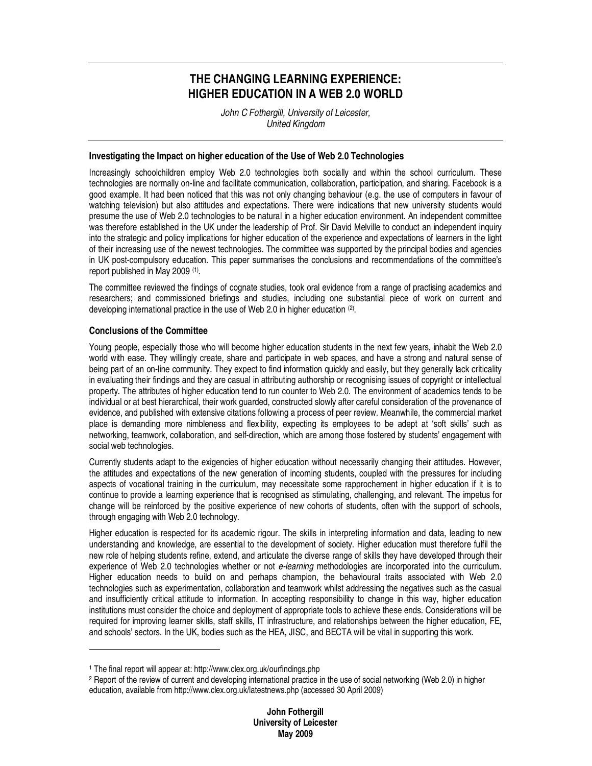# THE CHANGING LEARNING EXPERIENCE: HIGHER EDUCATION IN A WEB 2.0 WORLD

*John C Fothergill, University of Leicester, United Kingdom*

### Investigating the Impact on higher education of the Use of Web 2.0 Technologies

Increasingly schoolchildren employ Web 2.0 technologies both socially and within the school curriculum. These technologies are normally on-line and facilitate communication, collaboration, participation, and sharing. Facebook is a good example. It had been noticed that this was not only changing behaviour (e.g. the use of computers in favour of watching television) but also attitudes and expectations. There were indications that new university students would presume the use of Web 2.0 technologies to be natural in a higher education environment. An independent committee was therefore established in the UK under the leadership of Prof. Sir David Melville to conduct an independent inquiry into the strategic and policy implications for higher education of the experience and expectations of learners in the light of their increasing use of the newest technologies. The committee was supported by the principal bodies and agencies in UK post-compulsory education. This paper summarises the conclusions and recommendations of the committee's report published in May 2009 [(1)].

The committee reviewed the findings of cognate studies, took oral evidence from a range of practising academics and researchers; and commissioned briefings and studies, including one substantial piece of work on current and developing international practice in the use of Web 2.0 in higher education [(2)].

### Conclusions of the Committee

Young people, especially those who will become higher education students in the next few years, inhabit the Web 2.0 world with ease. They willingly create, share and participate in web spaces, and have a strong and natural sense of being part of an on-line community. They expect to find information quickly and easily, but they generally lack criticality in evaluating their findings and they are casual in attributing authorship or recognising issues of copyright or intellectual property. The attributes of higher education tend to run counter to Web 2.0. The environment of academics tends to be individual or at best hierarchical, their work guarded, constructed slowly after careful consideration of the provenance of evidence, and published with extensive citations following a process of peer review. Meanwhile, the commercial market place is demanding more nimbleness and flexibility, expecting its employees to be adept at 'soft skills' such as networking, teamwork, collaboration, and self-direction, which are among those fostered by students' engagement with social web technologies.

Currently students adapt to the exigencies of higher education without necessarily changing their attitudes. However, the attitudes and expectations of the new generation of incoming students, coupled with the pressures for including aspects of vocational training in the curriculum, may necessitate some rapprochement in higher education if it is to continue to provide a learning experience that is recognised as stimulating, challenging, and relevant. The impetus for change will be reinforced by the positive experience of new cohorts of students, often with the support of schools, through engaging with Web 2.0 technology.

Higher education is respected for its academic rigour. The skills in interpreting information and data, leading to new understanding and knowledge, are essential to the development of society. Higher education must therefore fulfil the new role of helping students refine, extend, and articulate the diverse range of skills they have developed through their experience of Web 2.0 technologies whether or not *e-learning* methodologies are incorporated into the curriculum. Higher education needs to build on and perhaps champion, the behavioural traits associated with Web 2.0 technologies such as experimentation, collaboration and teamwork whilst addressing the negatives such as the casual and insufficiently critical attitude to information. In accepting responsibility to change in this way, higher education institutions must consider the choice and deployment of appropriate tools to achieve these ends. Considerations will be required for improving learner skills, staff skills, IT infrastructure, and relationships between the higher education, FE, and schools' sectors. In the UK, bodies such as the HEA, JISC, and BECTA will be vital in supporting this work.

---

[1] The final report will appear at: http://www.clex.org.uk/ourfindings.php

[2] Report of the review of current and developing international practice in the use of social networking (Web 2.0) in higher education, available from http://www.clex.org.uk/latestnews.php (accessed 30 April 2009)

**John Fothergill**
**University of Leicester**
**May 2009**